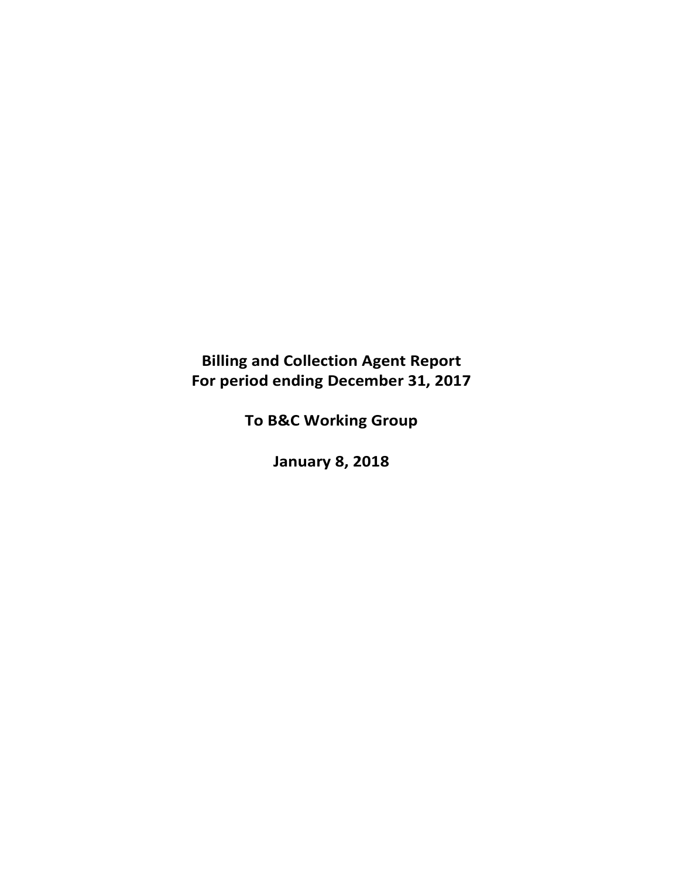**Billing and Collection Agent Report**
**For period ending December 31, 2017**

**To B&C Working Group**

**January 8, 2018**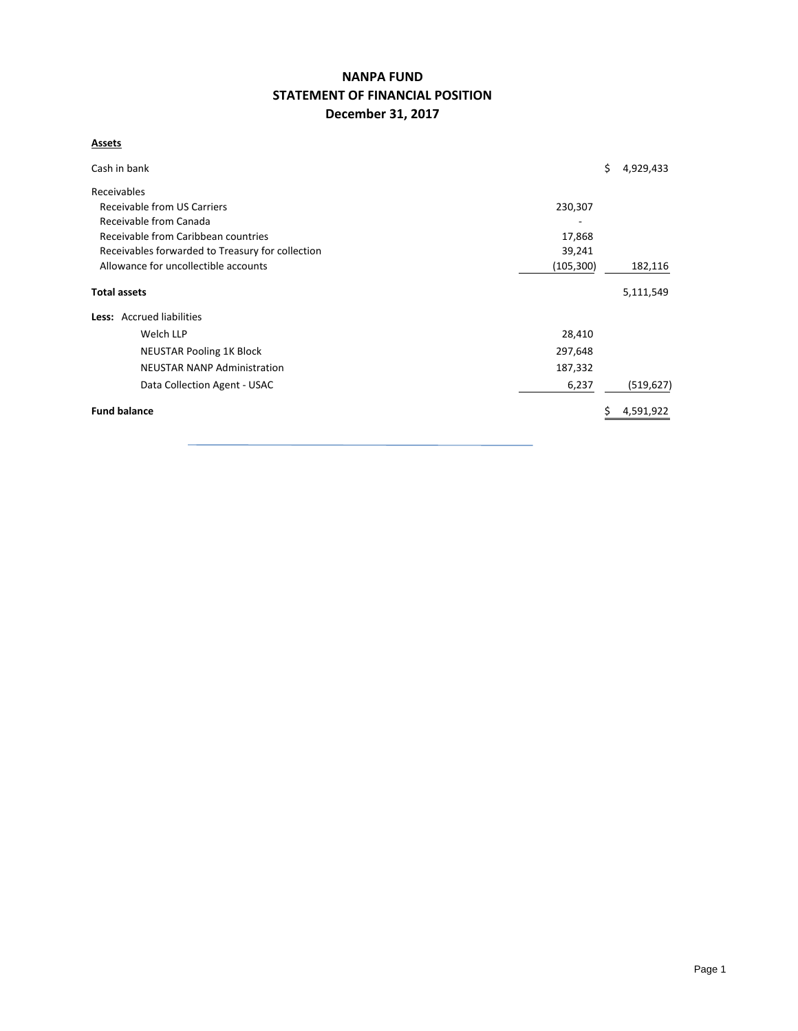# NANPA FUND
## STATEMENT OF FINANCIAL POSITION
### December 31, 2017

**Assets**

| | | |
|---|---|---|
| Cash in bank | | $ 4,929,433 |
| Receivables | | |
| Receivable from US Carriers | 230,307 | |
| Receivable from Canada | - | |
| Receivable from Caribbean countries | 17,868 | |
| Receivables forwarded to Treasury for collection | 39,241 | |
| Allowance for uncollectible accounts | (105,300) | 182,116 |
| **Total assets** | | 5,111,549 |
| **Less:** Accrued liabilities | | |
| Welch LLP | 28,410 | |
| NEUSTAR Pooling 1K Block | 297,648 | |
| NEUSTAR NANP Administration | 187,332 | |
| Data Collection Agent - USAC | 6,237 | (519,627) |
| **Fund balance** | | $ 4,591,922 |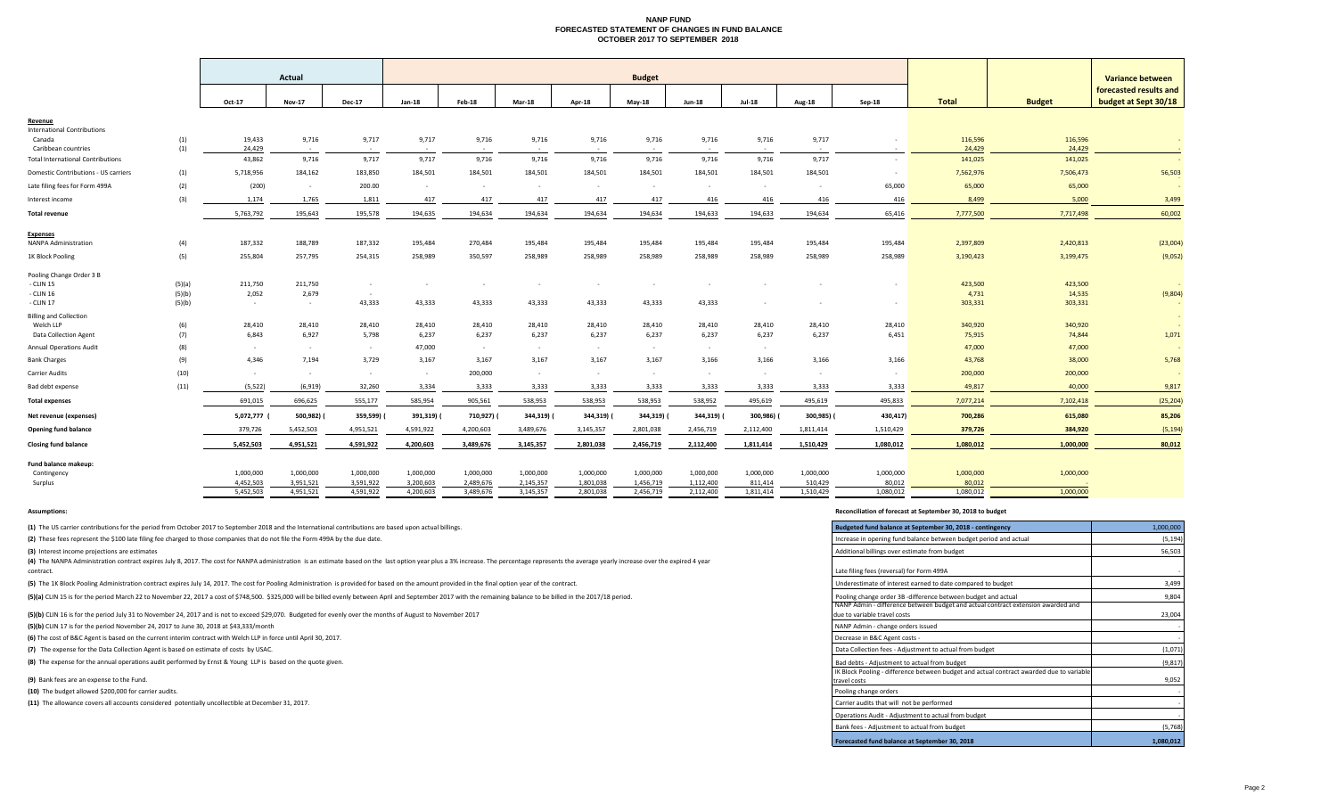# NANP FUND
## FORECASTED STATEMENT OF CHANGES IN FUND BALANCE
## OCTOBER 2017 TO SEPTEMBER 2018

| | | Actual | | | Budget | | | | | | | | | | | Variance between forecasted results and budget at Sept 30/18 |
|---|---|---|---|---|---|---|---|---|---|---|---|---|---|---|---|---|
| | | Oct-17 | Nov-17 | Dec-17 | Jan-18 | Feb-18 | Mar-18 | Apr-18 | May-18 | Jun-18 | Jul-18 | Aug-18 | Sep-18 | Total | Budget | |
| **Revenue** | | | | | | | | | | | | | | | | |
| International Contributions | | | | | | | | | | | | | | | | |
| Canada | (1) | 19,433 | 9,716 | 9,717 | 9,717 | 9,716 | 9,716 | 9,716 | 9,716 | 9,716 | 9,716 | 9,717 | - | 116,596 | 116,596 | - |
| Caribbean countries | (1) | 24,429 | - | - | - | - | - | - | - | - | - | - | - | 24,429 | 24,429 | - |
| Total International Contributions | | 43,862 | 9,716 | 9,717 | 9,717 | 9,716 | 9,716 | 9,716 | 9,716 | 9,716 | 9,716 | 9,717 | - | 141,025 | 141,025 | - |
| Domestic Contributions - US carriers | (1) | 5,718,956 | 184,162 | 183,850 | 184,501 | 184,501 | 184,501 | 184,501 | 184,501 | 184,501 | 184,501 | 184,501 | - | 7,562,976 | 7,506,473 | 56,503 |
| Late filing fees for Form 499A | (2) | (200) | - | 200.00 | - | - | - | - | - | - | - | - | 65,000 | 65,000 | 65,000 | - |
| Interest income | (3) | 1,174 | 1,765 | 1,811 | 417 | 417 | 417 | 417 | 417 | 416 | 416 | 416 | 416 | 8,499 | 5,000 | 3,499 |
| **Total revenue** | | 5,763,792 | 195,643 | 195,578 | 194,635 | 194,634 | 194,634 | 194,634 | 194,634 | 194,633 | 194,633 | 194,634 | 65,416 | 7,777,500 | 7,717,498 | 60,002 |
| **Expenses** | | | | | | | | | | | | | | | | |
| NANPA Administration | (4) | 187,332 | 188,789 | 187,332 | 195,484 | 270,484 | 195,484 | 195,484 | 195,484 | 195,484 | 195,484 | 195,484 | 195,484 | 2,397,809 | 2,420,813 | (23,004) |
| 1K Block Pooling | (5) | 255,804 | 257,795 | 254,315 | 258,989 | 350,597 | 258,989 | 258,989 | 258,989 | 258,989 | 258,989 | 258,989 | 258,989 | 3,190,423 | 3,199,475 | (9,052) |
| Pooling Change Order 3 B | | | | | | | | | | | | | | | | |
| - CLIN 15 | (5)(a) | 211,750 | 211,750 | - | - | - | - | - | - | - | - | - | - | 423,500 | 423,500 | - |
| - CLIN 16 | (5)(b) | 2,052 | 2,679 | - | | | | | | | | | | 4,731 | 14,535 | (9,804) |
| - CLIN 17 | (5)(b) | - | - | 43,333 | 43,333 | 43,333 | 43,333 | 43,333 | 43,333 | 43,333 | - | - | - | 303,331 | 303,331 | |
| Billing and Collection | | | | | | | | | | | | | | | | - |
| Welch LLP | (6) | 28,410 | 28,410 | 28,410 | 28,410 | 28,410 | 28,410 | 28,410 | 28,410 | 28,410 | 28,410 | 28,410 | 28,410 | 340,920 | 340,920 | - |
| Data Collection Agent | (7) | 6,843 | 6,927 | 5,798 | 6,237 | 6,237 | 6,237 | 6,237 | 6,237 | 6,237 | 6,237 | 6,237 | 6,451 | 75,915 | 74,844 | 1,071 |
| Annual Operations Audit | (8) | - | - | - | 47,000 | - | - | - | - | - | - | - | - | 47,000 | 47,000 | - |
| Bank Charges | (9) | 4,346 | 7,194 | 3,729 | 3,167 | 3,167 | 3,167 | 3,167 | 3,167 | 3,166 | 3,166 | 3,166 | 3,166 | 43,768 | 38,000 | 5,768 |
| Carrier Audits | (10) | - | - | - | - | 200,000 | - | - | - | - | - | - | - | 200,000 | 200,000 | - |
| Bad debt expense | (11) | (5,522) | (6,919) | 32,260 | 3,334 | 3,333 | 3,333 | 3,333 | 3,333 | 3,333 | 3,333 | 3,333 | 3,333 | 49,817 | 40,000 | 9,817 |
| **Total expenses** | | 691,015 | 696,625 | 555,177 | 585,954 | 905,561 | 538,953 | 538,953 | 538,953 | 538,952 | 495,619 | 495,619 | 495,833 | 7,077,214 | 7,102,418 | (25,204) |
| **Net revenue (expenses)** | | 5,072,777 | (500,982) | (359,599) | (391,319) | (710,927) | (344,319) | (344,319) | (344,319) | (344,319) | (300,986) | (300,985) | (430,417) | 700,286 | 615,080 | 85,206 |
| **Opening fund balance** | | 379,726 | 5,452,503 | 4,951,521 | 4,591,922 | 4,200,603 | 3,489,676 | 3,145,357 | 2,801,038 | 2,456,719 | 2,112,400 | 1,811,414 | 1,510,429 | 379,726 | 384,920 | (5,194) |
| **Closing fund balance** | | 5,452,503 | 4,951,521 | 4,591,922 | 4,200,603 | 3,489,676 | 3,145,357 | 2,801,038 | 2,456,719 | 2,112,400 | 1,811,414 | 1,510,429 | 1,080,012 | 1,080,012 | 1,000,000 | 80,012 |
| **Fund balance makeup:** | | | | | | | | | | | | | | | | |
| Contingency | | 1,000,000 | 1,000,000 | 1,000,000 | 1,000,000 | 1,000,000 | 1,000,000 | 1,000,000 | 1,000,000 | 1,000,000 | 1,000,000 | 1,000,000 | 1,000,000 | 1,000,000 | 1,000,000 | |
| Surplus | | 4,452,503 | 3,951,521 | 3,591,922 | 3,200,603 | 2,489,676 | 2,145,357 | 1,801,038 | 1,456,719 | 1,112,400 | 811,414 | 510,429 | 80,012 | 80,012 | - | |
| | | 5,452,503 | 4,951,521 | 4,591,922 | 4,200,603 | 3,489,676 | 3,145,357 | 2,801,038 | 2,456,719 | 2,112,400 | 1,811,414 | 1,510,429 | 1,080,012 | 1,080,012 | 1,000,000 | |

**Assumptions:**

**(1)** The US carrier contributions for the period from October 2017 to September 2018 and the International contributions are based upon actual billings.

**(2)** These fees represent the $100 late filing fee charged to those companies that do not file the Form 499A by the due date.

**(3)** Interest income projections are estimates

**(4)** The NANPA Administration contract expires July 8, 2017. The cost for NANPA administration is an estimate based on the last option year plus a 3% increase. The percentage represents the average yearly increase over the expired 4 year contract.

**(5)** The 1K Block Pooling Administration contract expires July 14, 2017. The cost for Pooling Administration is provided for based on the amount provided in the final option year of the contract.

**(5)(a)** CLIN 15 is for the period March 22 to November 22, 2017 a cost of $748,500. $325,000 will be billed evenly between April and September 2017 with the remaining balance to be billed in the 2017/18 period.

**(5)(b)** CLIN 16 is for the period July 31 to November 24, 2017 and is not to exceed $29,070. Budgeted for evenly over the months of August to November 2017

**(5)(b)** CLIN 17 is for the period November 24, 2017 to June 30, 2018 at $43,333/month

**(6)** The cost of B&C Agent is based on the current interim contract with Welch LLP in force until April 30, 2017.

**(7)** The expense for the Data Collection Agent is based on estimate of costs by USAC.

**(8)** The expense for the annual operations audit performed by Ernst & Young LLP is based on the quote given.

**(9)** Bank fees are an expense to the Fund.

**(10)** The budget allowed $200,000 for carrier audits.

**(11)** The allowance covers all accounts considered potentially uncollectible at December 31, 2017.

**Reconciliation of forecast at September 30, 2018 to budget**

| Budgeted fund balance at September 30, 2018 - contingency | 1,000,000 |
|---|---|
| Increase in opening fund balance between budget period and actual | (5,194) |
| Additional billings over estimate from budget | 56,503 |
| Late filing fees (reversal) for Form 499A | - |
| Underestimate of interest earned to date compared to budget | 3,499 |
| Pooling change order 3B -difference between budget and actual | 9,804 |
| NANP Admin - difference between budget and actual contract extension awarded and due to variable travel costs | 23,004 |
| NANP Admin - change orders issued | - |
| Decrease in B&C Agent costs - | - |
| Data Collection fees - Adjustment to actual from budget | (1,071) |
| Bad debts - Adjustment to actual from budget | (9,817) |
| IK Block Pooling - difference between budget and actual contract awarded due to variable travel costs | 9,052 |
| Pooling change orders | - |
| Carrier audits that will not be performed | - |
| Operations Audit - Adjustment to actual from budget | - |
| Bank fees - Adjustment to actual from budget | (5,768) |
| **Forecasted fund balance at September 30, 2018** | **1,080,012** |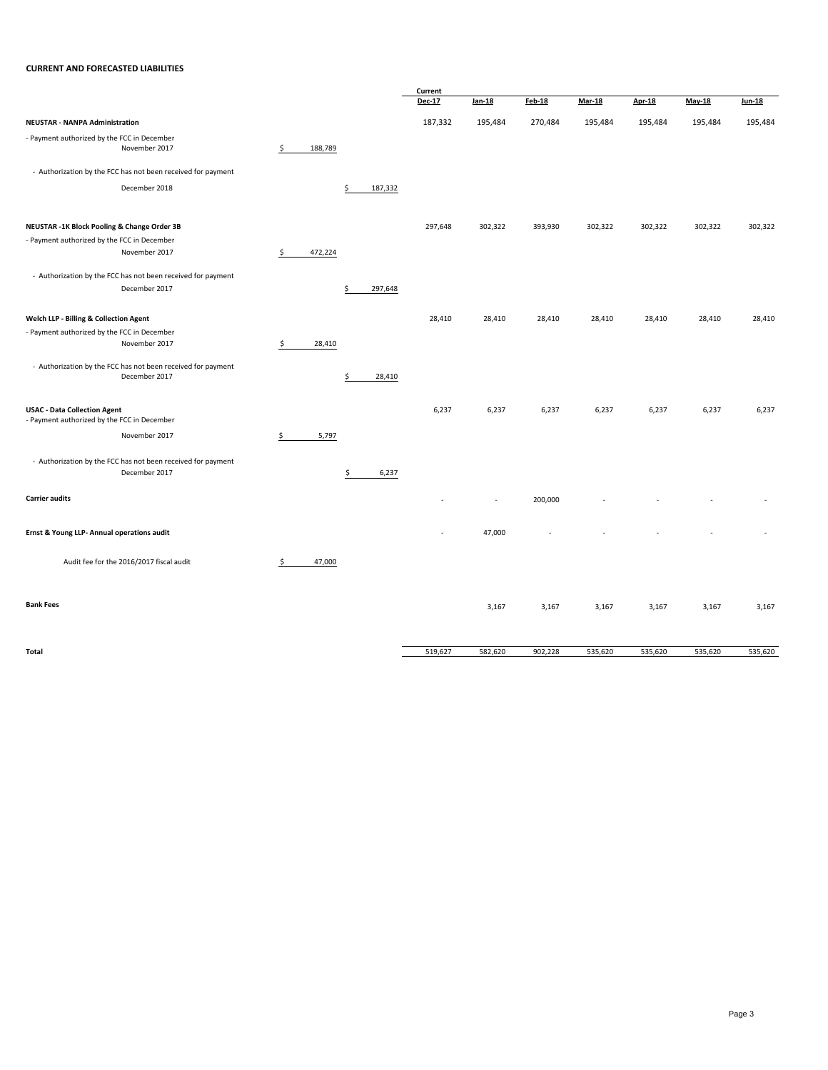**CURRENT AND FORECASTED LIABILITIES**

| | | | Current Dec-17 | Jan-18 | Feb-18 | Mar-18 | Apr-18 | May-18 | Jun-18 |
|---|---|---|---|---|---|---|---|---|---|
| **NEUSTAR - NANPA Administration** | | | 187,332 | 195,484 | 270,484 | 195,484 | 195,484 | 195,484 | 195,484 |
| - Payment authorized by the FCC in December November 2017 | $ 188,789 | | | | | | | | |
| - Authorization by the FCC has not been received for payment December 2018 | | $ 187,332 | | | | | | | |
| **NEUSTAR -1K Block Pooling & Change Order 3B** | | | 297,648 | 302,322 | 393,930 | 302,322 | 302,322 | 302,322 | 302,322 |
| - Payment authorized by the FCC in December November 2017 | $ 472,224 | | | | | | | | |
| - Authorization by the FCC has not been received for payment December 2017 | | $ 297,648 | | | | | | | |
| **Welch LLP - Billing & Collection Agent** | | | 28,410 | 28,410 | 28,410 | 28,410 | 28,410 | 28,410 | 28,410 |
| - Payment authorized by the FCC in December November 2017 | $ 28,410 | | | | | | | | |
| - Authorization by the FCC has not been received for payment December 2017 | | $ 28,410 | | | | | | | |
| **USAC - Data Collection Agent** | | | 6,237 | 6,237 | 6,237 | 6,237 | 6,237 | 6,237 | 6,237 |
| - Payment authorized by the FCC in December November 2017 | $ 5,797 | | | | | | | | |
| - Authorization by the FCC has not been received for payment December 2017 | | $ 6,237 | | | | | | | |
| **Carrier audits** | | | - | - | 200,000 | - | - | - | - |
| **Ernst & Young LLP- Annual operations audit** | | | - | 47,000 | - | - | - | - | - |
| Audit fee for the 2016/2017 fiscal audit | $ 47,000 | | | | | | | | |
| **Bank Fees** | | | | 3,167 | 3,167 | 3,167 | 3,167 | 3,167 | 3,167 |
| **Total** | | | 519,627 | 582,620 | 902,228 | 535,620 | 535,620 | 535,620 | 535,620 |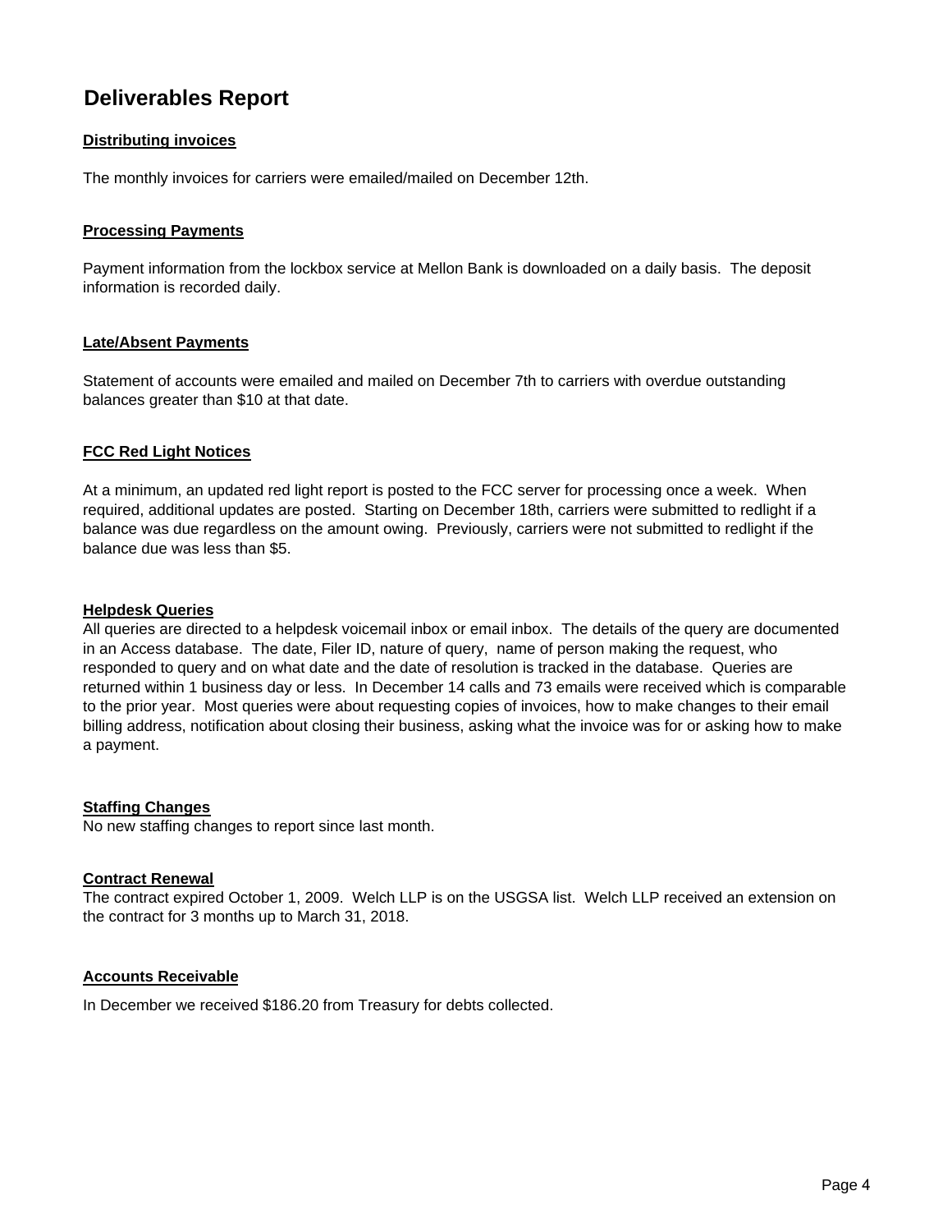# Deliverables Report

**Distributing invoices**

The monthly invoices for carriers were emailed/mailed on December 12th.

**Processing Payments**

Payment information from the lockbox service at Mellon Bank is downloaded on a daily basis. The deposit information is recorded daily.

**Late/Absent Payments**

Statement of accounts were emailed and mailed on December 7th to carriers with overdue outstanding balances greater than $10 at that date.

**FCC Red Light Notices**

At a minimum, an updated red light report is posted to the FCC server for processing once a week. When required, additional updates are posted. Starting on December 18th, carriers were submitted to redlight if a balance was due regardless on the amount owing. Previously, carriers were not submitted to redlight if the balance due was less than $5.

**Helpdesk Queries**

All queries are directed to a helpdesk voicemail inbox or email inbox. The details of the query are documented in an Access database. The date, Filer ID, nature of query, name of person making the request, who responded to query and on what date and the date of resolution is tracked in the database. Queries are returned within 1 business day or less. In December 14 calls and 73 emails were received which is comparable to the prior year. Most queries were about requesting copies of invoices, how to make changes to their email billing address, notification about closing their business, asking what the invoice was for or asking how to make a payment.

**Staffing Changes**

No new staffing changes to report since last month.

**Contract Renewal**

The contract expired October 1, 2009. Welch LLP is on the USGSA list. Welch LLP received an extension on the contract for 3 months up to March 31, 2018.

**Accounts Receivable**

In December we received $186.20 from Treasury for debts collected.